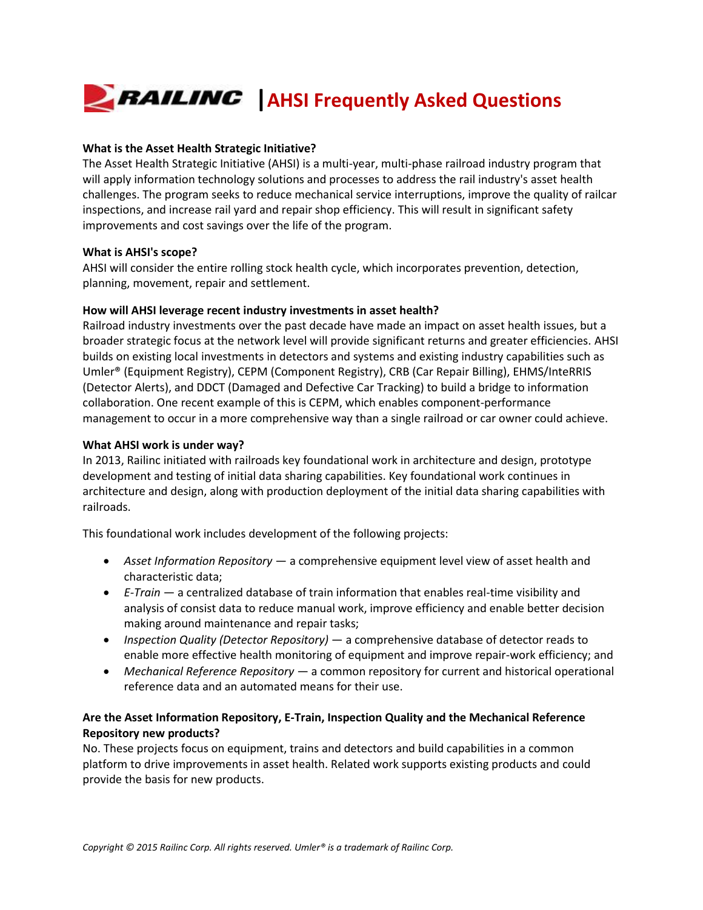# RAILINC | AHSI Frequently Asked Questions

**What is the Asset Health Strategic Initiative?**

The Asset Health Strategic Initiative (AHSI) is a multi-year, multi-phase railroad industry program that will apply information technology solutions and processes to address the rail industry's asset health challenges. The program seeks to reduce mechanical service interruptions, improve the quality of railcar inspections, and increase rail yard and repair shop efficiency. This will result in significant safety improvements and cost savings over the life of the program.

**What is AHSI's scope?**

AHSI will consider the entire rolling stock health cycle, which incorporates prevention, detection, planning, movement, repair and settlement.

**How will AHSI leverage recent industry investments in asset health?**

Railroad industry investments over the past decade have made an impact on asset health issues, but a broader strategic focus at the network level will provide significant returns and greater efficiencies. AHSI builds on existing local investments in detectors and systems and existing industry capabilities such as Umler® (Equipment Registry), CEPM (Component Registry), CRB (Car Repair Billing), EHMS/InteRRIS (Detector Alerts), and DDCT (Damaged and Defective Car Tracking) to build a bridge to information collaboration. One recent example of this is CEPM, which enables component-performance management to occur in a more comprehensive way than a single railroad or car owner could achieve.

**What AHSI work is under way?**

In 2013, Railinc initiated with railroads key foundational work in architecture and design, prototype development and testing of initial data sharing capabilities. Key foundational work continues in architecture and design, along with production deployment of the initial data sharing capabilities with railroads.

This foundational work includes development of the following projects:

- *Asset Information Repository* — a comprehensive equipment level view of asset health and characteristic data;
- *E-Train* — a centralized database of train information that enables real-time visibility and analysis of consist data to reduce manual work, improve efficiency and enable better decision making around maintenance and repair tasks;
- *Inspection Quality (Detector Repository)* — a comprehensive database of detector reads to enable more effective health monitoring of equipment and improve repair-work efficiency; and
- *Mechanical Reference Repository* — a common repository for current and historical operational reference data and an automated means for their use.

**Are the Asset Information Repository, E-Train, Inspection Quality and the Mechanical Reference Repository new products?**

No. These projects focus on equipment, trains and detectors and build capabilities in a common platform to drive improvements in asset health. Related work supports existing products and could provide the basis for new products.

*Copyright © 2015 Railinc Corp. All rights reserved. Umler® is a trademark of Railinc Corp.*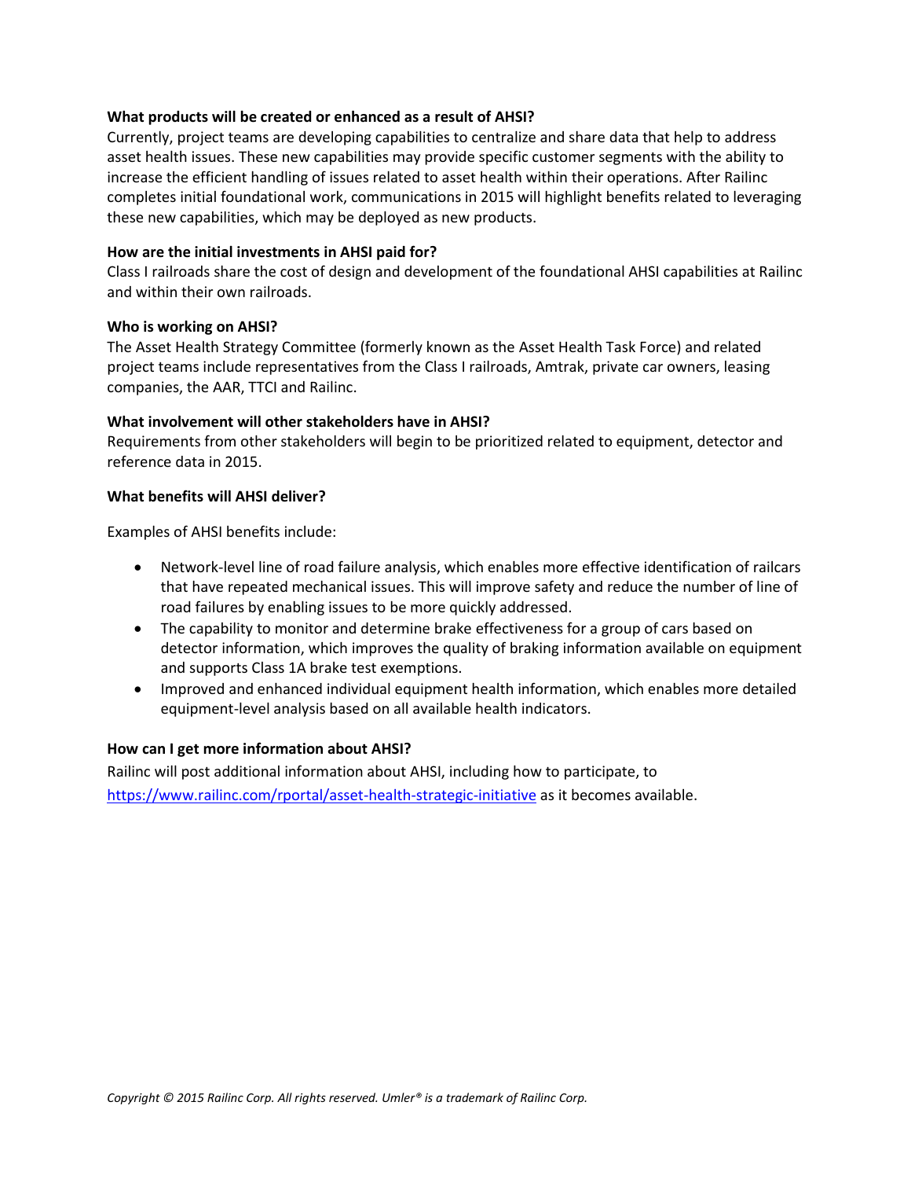**What products will be created or enhanced as a result of AHSI?**

Currently, project teams are developing capabilities to centralize and share data that help to address asset health issues. These new capabilities may provide specific customer segments with the ability to increase the efficient handling of issues related to asset health within their operations. After Railinc completes initial foundational work, communications in 2015 will highlight benefits related to leveraging these new capabilities, which may be deployed as new products.

**How are the initial investments in AHSI paid for?**

Class I railroads share the cost of design and development of the foundational AHSI capabilities at Railinc and within their own railroads.

**Who is working on AHSI?**

The Asset Health Strategy Committee (formerly known as the Asset Health Task Force) and related project teams include representatives from the Class I railroads, Amtrak, private car owners, leasing companies, the AAR, TTCI and Railinc.

**What involvement will other stakeholders have in AHSI?**

Requirements from other stakeholders will begin to be prioritized related to equipment, detector and reference data in 2015.

**What benefits will AHSI deliver?**

Examples of AHSI benefits include:

- Network-level line of road failure analysis, which enables more effective identification of railcars that have repeated mechanical issues. This will improve safety and reduce the number of line of road failures by enabling issues to be more quickly addressed.
- The capability to monitor and determine brake effectiveness for a group of cars based on detector information, which improves the quality of braking information available on equipment and supports Class 1A brake test exemptions.
- Improved and enhanced individual equipment health information, which enables more detailed equipment-level analysis based on all available health indicators.

**How can I get more information about AHSI?**

Railinc will post additional information about AHSI, including how to participate, to https://www.railinc.com/rportal/asset-health-strategic-initiative as it becomes available.

*Copyright © 2015 Railinc Corp. All rights reserved. Umler® is a trademark of Railinc Corp.*